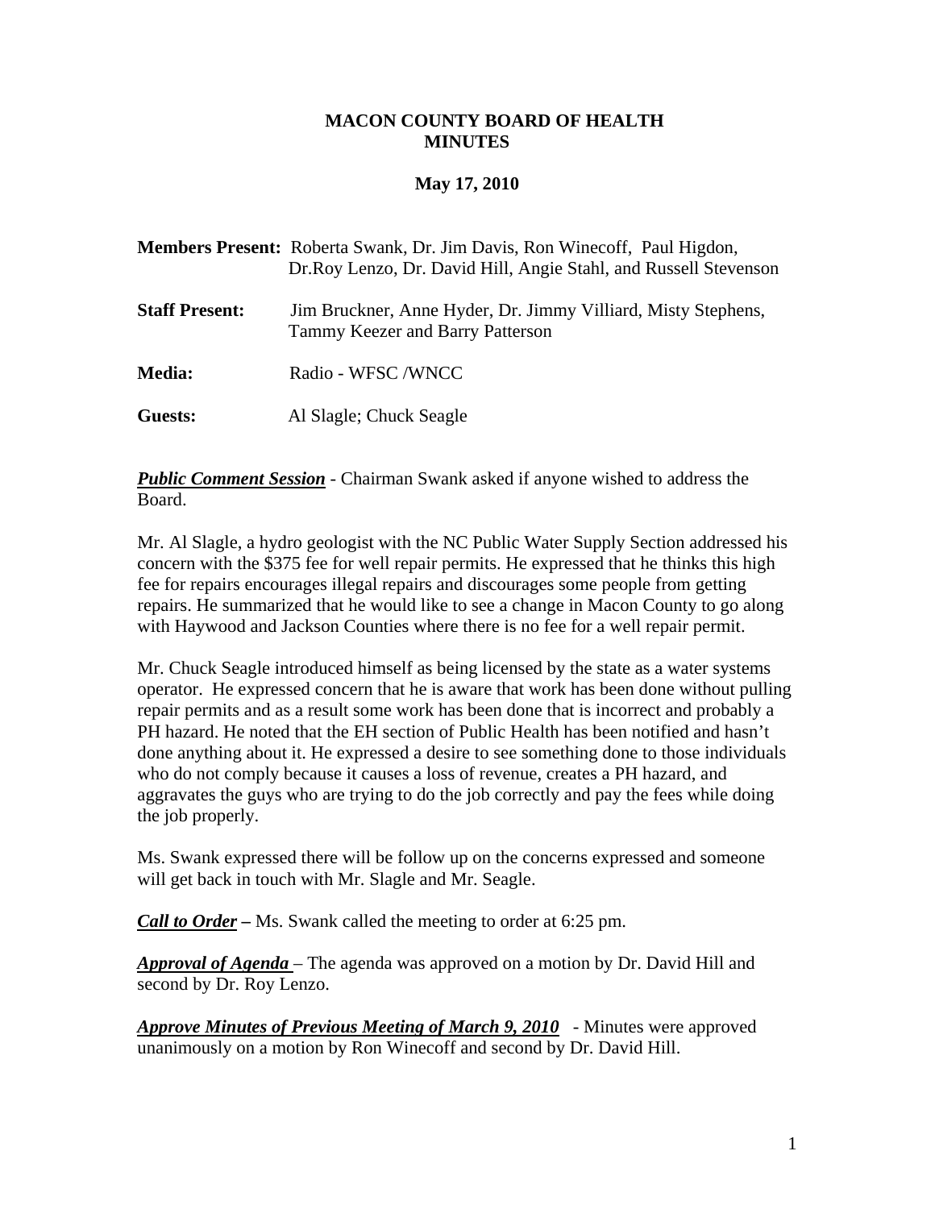# MACON COUNTY BOARD OF HEALTH MINUTES

## May 17, 2010

**Members Present:** Roberta Swank, Dr. Jim Davis, Ron Winecoff, Paul Higdon, Dr.Roy Lenzo, Dr. David Hill, Angie Stahl, and Russell Stevenson

**Staff Present:** Jim Bruckner, Anne Hyder, Dr. Jimmy Villiard, Misty Stephens, Tammy Keezer and Barry Patterson

**Media:** Radio - WFSC /WNCC

**Guests:** Al Slagle; Chuck Seagle

***Public Comment Session*** - Chairman Swank asked if anyone wished to address the Board.

Mr. Al Slagle, a hydro geologist with the NC Public Water Supply Section addressed his concern with the $375 fee for well repair permits. He expressed that he thinks this high fee for repairs encourages illegal repairs and discourages some people from getting repairs. He summarized that he would like to see a change in Macon County to go along with Haywood and Jackson Counties where there is no fee for a well repair permit.

Mr. Chuck Seagle introduced himself as being licensed by the state as a water systems operator. He expressed concern that he is aware that work has been done without pulling repair permits and as a result some work has been done that is incorrect and probably a PH hazard. He noted that the EH section of Public Health has been notified and hasn't done anything about it. He expressed a desire to see something done to those individuals who do not comply because it causes a loss of revenue, creates a PH hazard, and aggravates the guys who are trying to do the job correctly and pay the fees while doing the job properly.

Ms. Swank expressed there will be follow up on the concerns expressed and someone will get back in touch with Mr. Slagle and Mr. Seagle.

***Call to Order*** **–** Ms. Swank called the meeting to order at 6:25 pm.

***Approval of Agenda*** – The agenda was approved on a motion by Dr. David Hill and second by Dr. Roy Lenzo.

***Approve Minutes of Previous Meeting of March 9, 2010*** - Minutes were approved unanimously on a motion by Ron Winecoff and second by Dr. David Hill.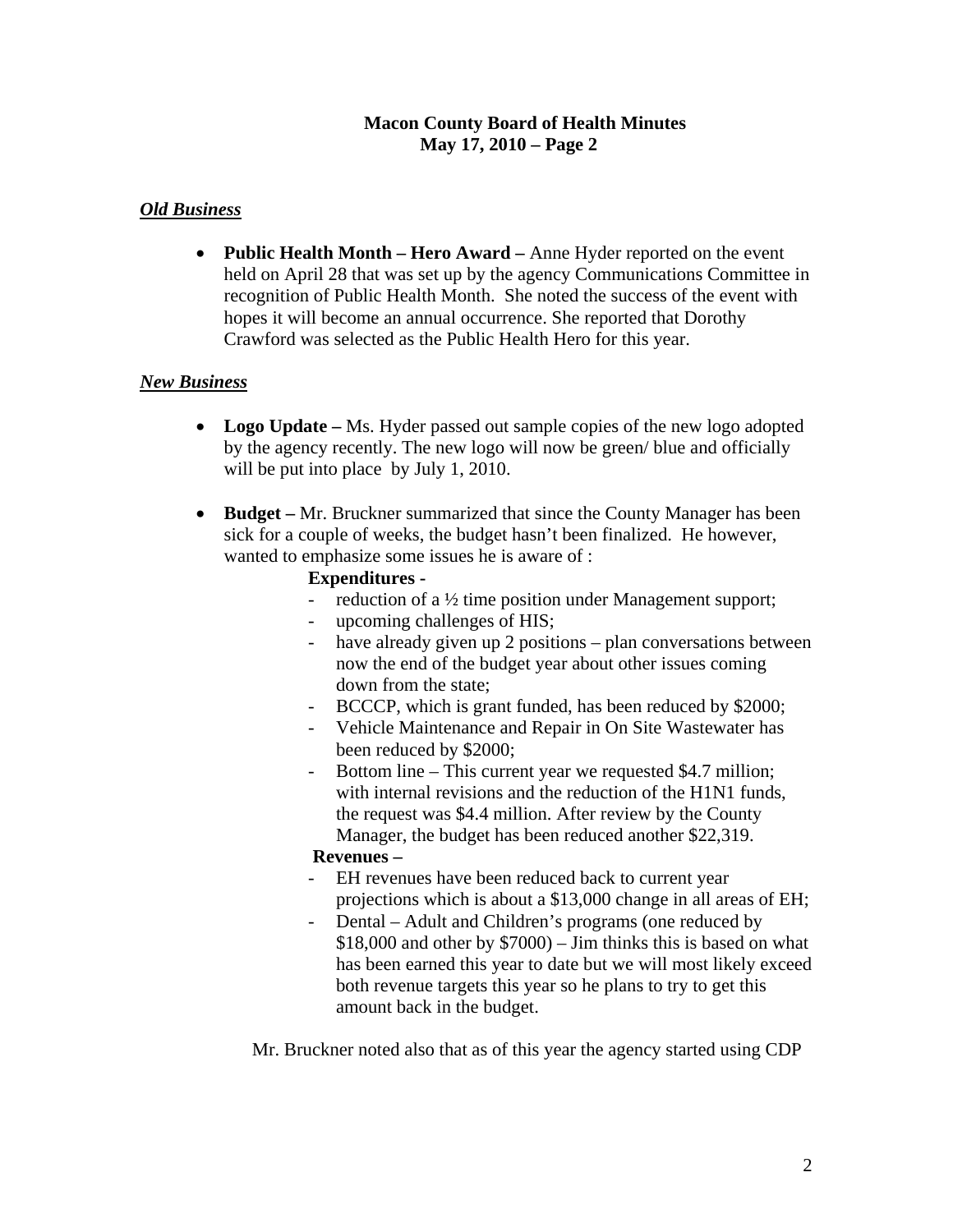## Macon County Board of Health Minutes
## May 17, 2010 – Page 2

***Old Business***

- **Public Health Month – Hero Award –** Anne Hyder reported on the event held on April 28 that was set up by the agency Communications Committee in recognition of Public Health Month. She noted the success of the event with hopes it will become an annual occurrence. She reported that Dorothy Crawford was selected as the Public Health Hero for this year.

***New Business***

- **Logo Update –** Ms. Hyder passed out sample copies of the new logo adopted by the agency recently. The new logo will now be green/ blue and officially will be put into place by July 1, 2010.

- **Budget –** Mr. Bruckner summarized that since the County Manager has been sick for a couple of weeks, the budget hasn't been finalized. He however, wanted to emphasize some issues he is aware of :

  **Expenditures -**
  - reduction of a ½ time position under Management support;
  - upcoming challenges of HIS;
  - have already given up 2 positions – plan conversations between now the end of the budget year about other issues coming down from the state;
  - BCCCP, which is grant funded, has been reduced by $2000;
  - Vehicle Maintenance and Repair in On Site Wastewater has been reduced by $2000;
  - Bottom line – This current year we requested $4.7 million; with internal revisions and the reduction of the H1N1 funds, the request was $4.4 million. After review by the County Manager, the budget has been reduced another $22,319.

  **Revenues –**
  - EH revenues have been reduced back to current year projections which is about a $13,000 change in all areas of EH;
  - Dental – Adult and Children's programs (one reduced by $18,000 and other by $7000) – Jim thinks this is based on what has been earned this year to date but we will most likely exceed both revenue targets this year so he plans to try to get this amount back in the budget.

Mr. Bruckner noted also that as of this year the agency started using CDP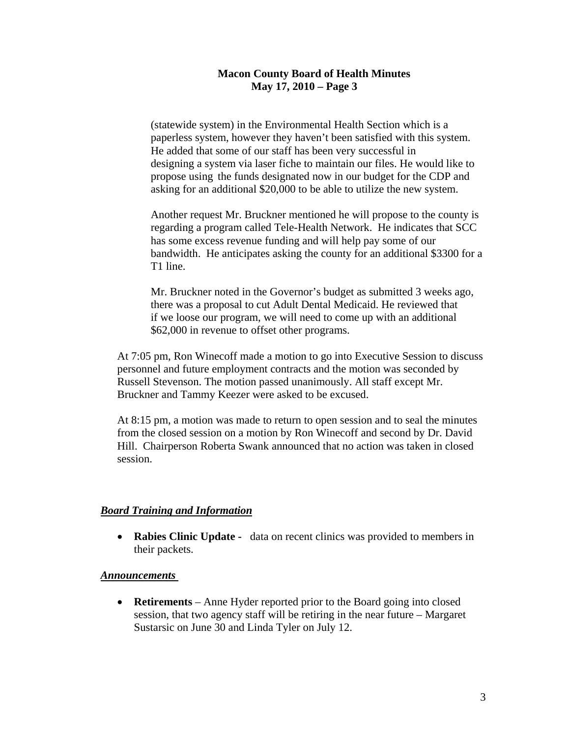(statewide system) in the Environmental Health Section which is a paperless system, however they haven't been satisfied with this system. He added that some of our staff has been very successful in designing a system via laser fiche to maintain our files. He would like to propose using the funds designated now in our budget for the CDP and asking for an additional $20,000 to be able to utilize the new system.

Another request Mr. Bruckner mentioned he will propose to the county is regarding a program called Tele-Health Network. He indicates that SCC has some excess revenue funding and will help pay some of our bandwidth. He anticipates asking the county for an additional $3300 for a T1 line.

Mr. Bruckner noted in the Governor's budget as submitted 3 weeks ago, there was a proposal to cut Adult Dental Medicaid. He reviewed that if we loose our program, we will need to come up with an additional $62,000 in revenue to offset other programs.

At 7:05 pm, Ron Winecoff made a motion to go into Executive Session to discuss personnel and future employment contracts and the motion was seconded by Russell Stevenson. The motion passed unanimously. All staff except Mr. Bruckner and Tammy Keezer were asked to be excused.

At 8:15 pm, a motion was made to return to open session and to seal the minutes from the closed session on a motion by Ron Winecoff and second by Dr. David Hill. Chairperson Roberta Swank announced that no action was taken in closed session.

***Board Training and Information***

- **Rabies Clinic Update -** data on recent clinics was provided to members in their packets.

***Announcements***

- **Retirements** – Anne Hyder reported prior to the Board going into closed session, that two agency staff will be retiring in the near future – Margaret Sustarsic on June 30 and Linda Tyler on July 12.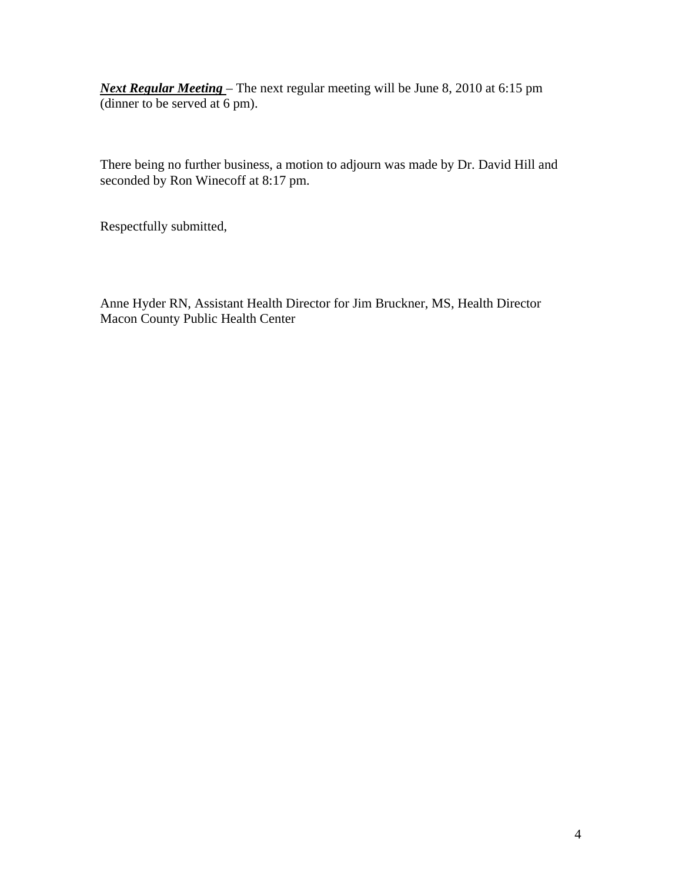***Next Regular Meeting*** – The next regular meeting will be June 8, 2010 at 6:15 pm (dinner to be served at 6 pm).

There being no further business, a motion to adjourn was made by Dr. David Hill and seconded by Ron Winecoff at 8:17 pm.

Respectfully submitted,

Anne Hyder RN, Assistant Health Director for Jim Bruckner, MS, Health Director
Macon County Public Health Center